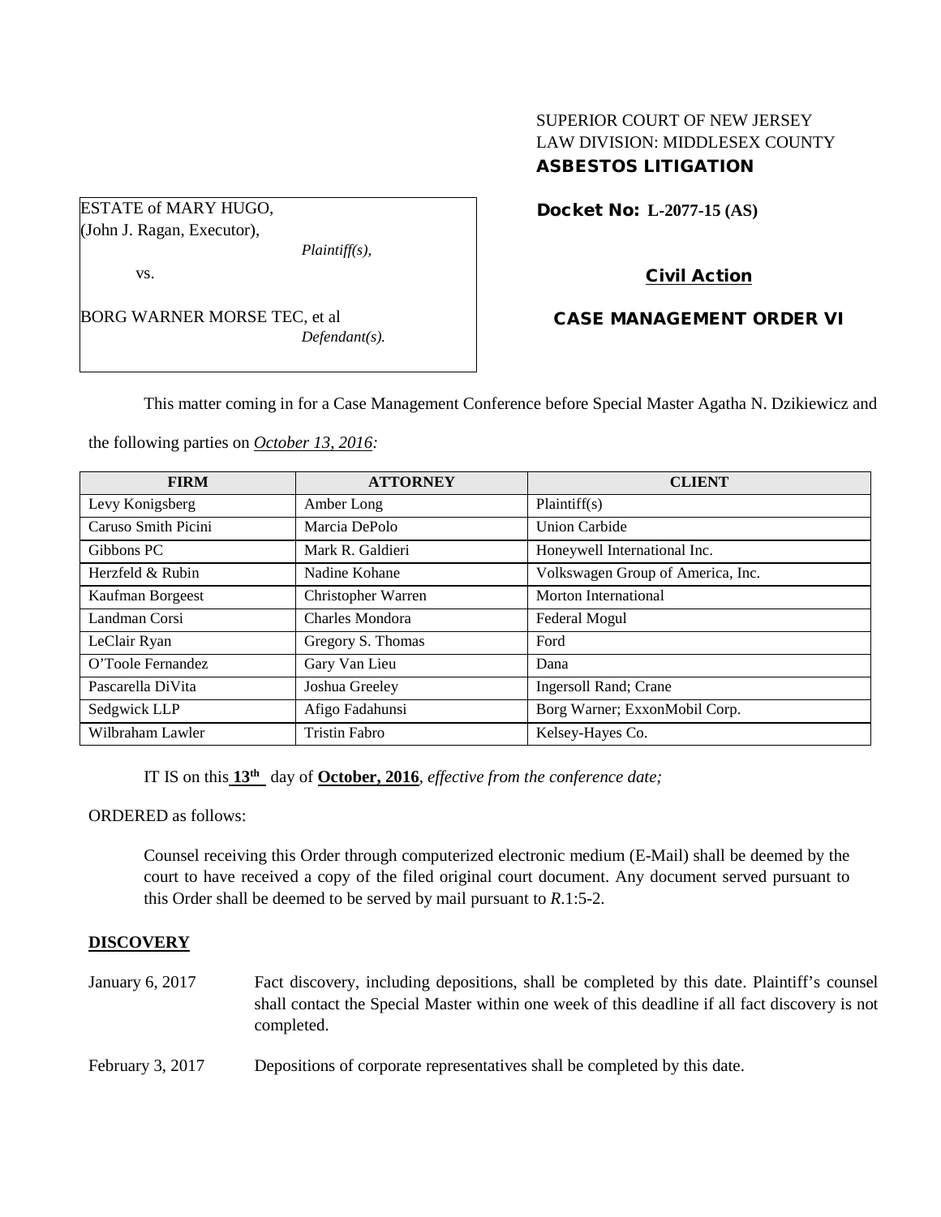SUPERIOR COURT OF NEW JERSEY
LAW DIVISION: MIDDLESEX COUNTY
**ASBESTOS LITIGATION**

ESTATE of MARY HUGO,
(John J. Ragan, Executor),
*Plaintiff(s),*

vs.

BORG WARNER MORSE TEC, et al
*Defendant(s).*

**Docket No: L-2077-15 (AS)**

**Civil Action**

**CASE MANAGEMENT ORDER VI**

This matter coming in for a Case Management Conference before Special Master Agatha N. Dzikiewicz and the following parties on *October 13, 2016:*

| FIRM | ATTORNEY | CLIENT |
|---|---|---|
| Levy Konigsberg | Amber Long | Plaintiff(s) |
| Caruso Smith Picini | Marcia DePolo | Union Carbide |
| Gibbons PC | Mark R. Galdieri | Honeywell International Inc. |
| Herzfeld & Rubin | Nadine Kohane | Volkswagen Group of America, Inc. |
| Kaufman Borgeest | Christopher Warren | Morton International |
| Landman Corsi | Charles Mondora | Federal Mogul |
| LeClair Ryan | Gregory S. Thomas | Ford |
| O'Toole Fernandez | Gary Van Lieu | Dana |
| Pascarella DiVita | Joshua Greeley | Ingersoll Rand; Crane |
| Sedgwick LLP | Afigo Fadahunsi | Borg Warner; ExxonMobil Corp. |
| Wilbraham Lawler | Tristin Fabro | Kelsey-Hayes Co. |

IT IS on this **13th** day of **October, 2016**, *effective from the conference date;*

ORDERED as follows:

Counsel receiving this Order through computerized electronic medium (E-Mail) shall be deemed by the court to have received a copy of the filed original court document. Any document served pursuant to this Order shall be deemed to be served by mail pursuant to *R*.1:5-2.

## DISCOVERY

January 6, 2017 — Fact discovery, including depositions, shall be completed by this date. Plaintiff's counsel shall contact the Special Master within one week of this deadline if all fact discovery is not completed.

February 3, 2017 — Depositions of corporate representatives shall be completed by this date.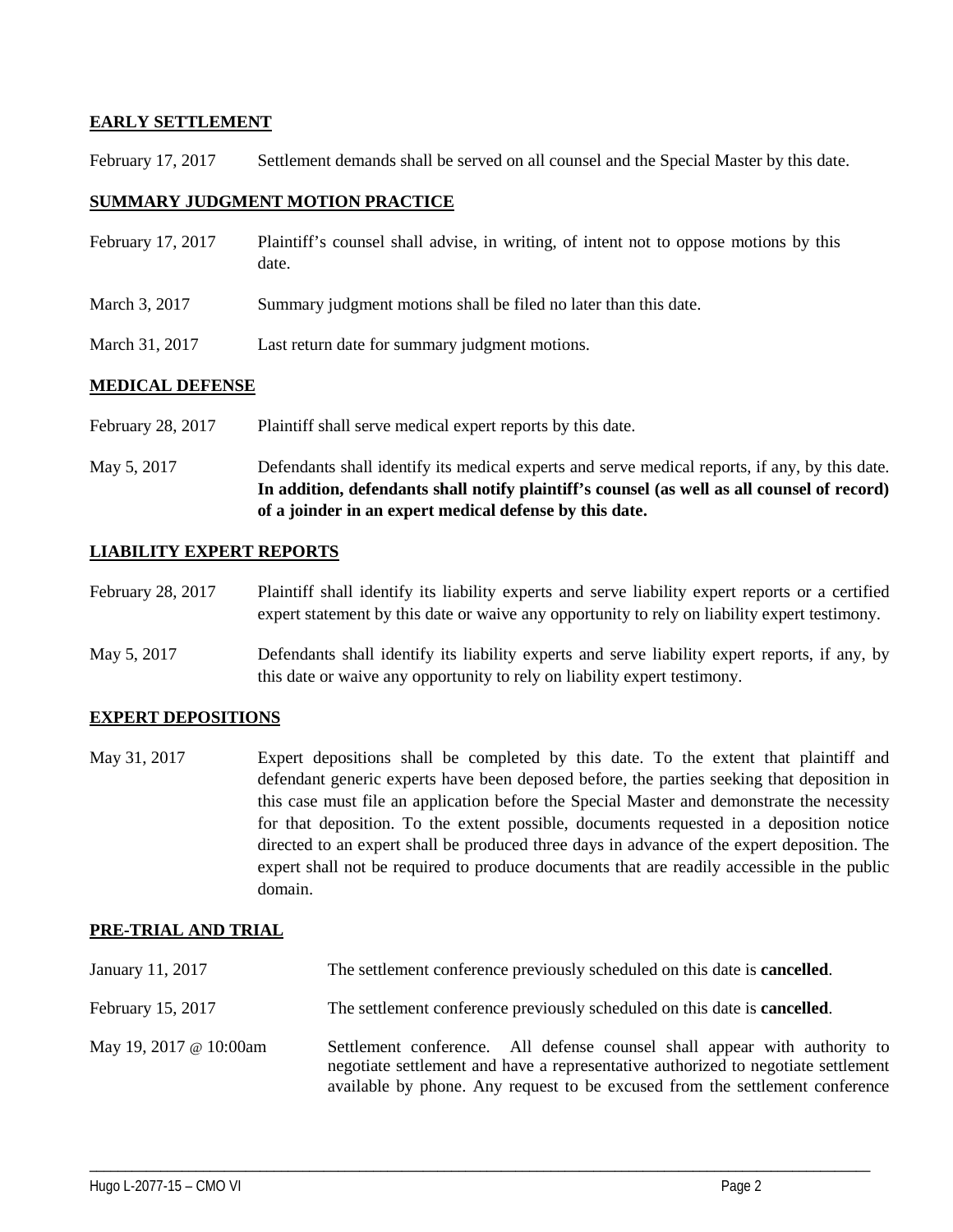## EARLY SETTLEMENT

February 17, 2017 Settlement demands shall be served on all counsel and the Special Master by this date.

## SUMMARY JUDGMENT MOTION PRACTICE

February 17, 2017 Plaintiff's counsel shall advise, in writing, of intent not to oppose motions by this date.

March 3, 2017 Summary judgment motions shall be filed no later than this date.

March 31, 2017 Last return date for summary judgment motions.

## MEDICAL DEFENSE

February 28, 2017 Plaintiff shall serve medical expert reports by this date.

May 5, 2017 Defendants shall identify its medical experts and serve medical reports, if any, by this date. **In addition, defendants shall notify plaintiff's counsel (as well as all counsel of record) of a joinder in an expert medical defense by this date.**

## LIABILITY EXPERT REPORTS

February 28, 2017 Plaintiff shall identify its liability experts and serve liability expert reports or a certified expert statement by this date or waive any opportunity to rely on liability expert testimony.

May 5, 2017 Defendants shall identify its liability experts and serve liability expert reports, if any, by this date or waive any opportunity to rely on liability expert testimony.

## EXPERT DEPOSITIONS

May 31, 2017 Expert depositions shall be completed by this date. To the extent that plaintiff and defendant generic experts have been deposed before, the parties seeking that deposition in this case must file an application before the Special Master and demonstrate the necessity for that deposition. To the extent possible, documents requested in a deposition notice directed to an expert shall be produced three days in advance of the expert deposition. The expert shall not be required to produce documents that are readily accessible in the public domain.

## PRE-TRIAL AND TRIAL

January 11, 2017 The settlement conference previously scheduled on this date is **cancelled**.

February 15, 2017 The settlement conference previously scheduled on this date is **cancelled**.

May 19, 2017 @ 10:00am Settlement conference. All defense counsel shall appear with authority to negotiate settlement and have a representative authorized to negotiate settlement available by phone. Any request to be excused from the settlement conference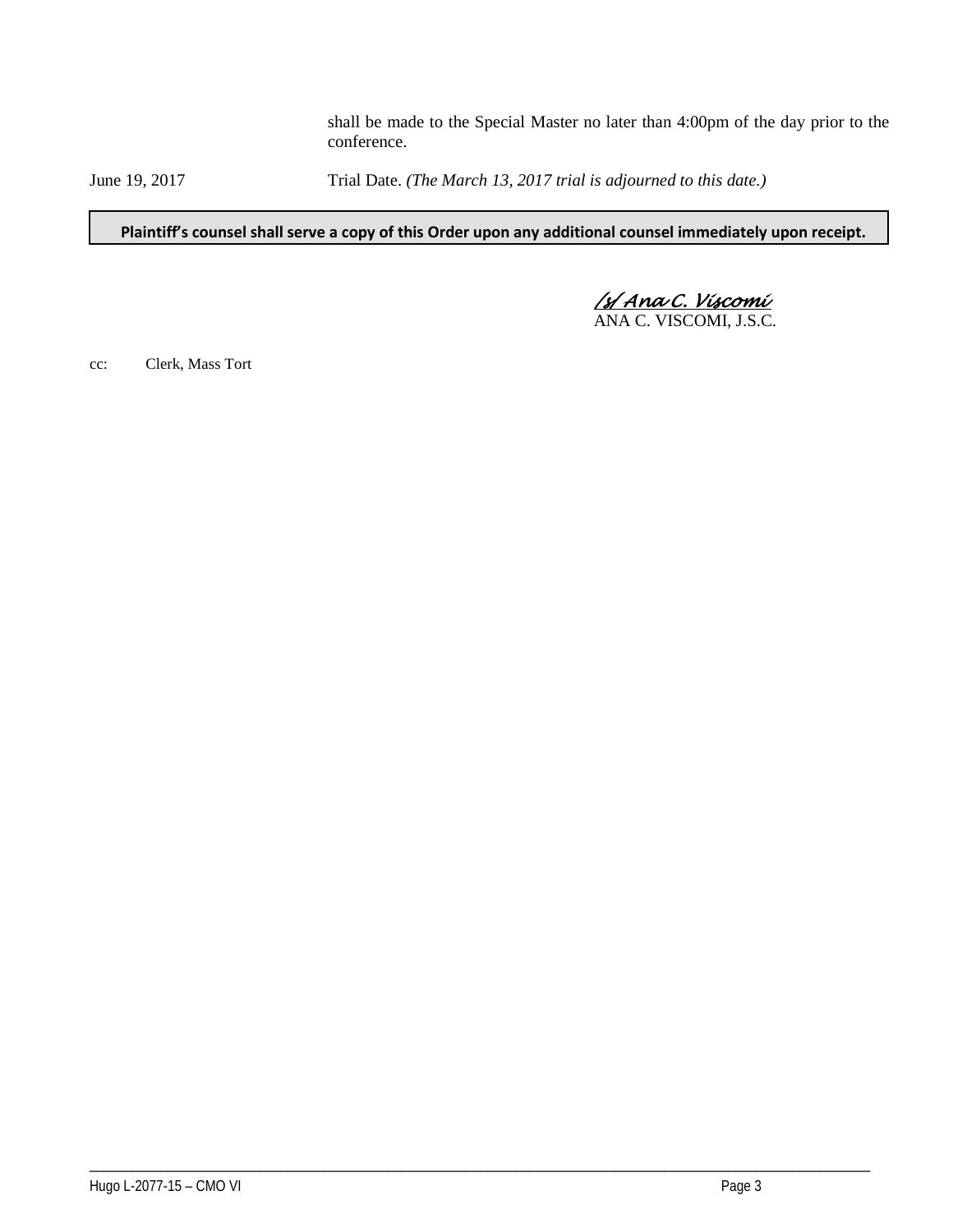| | |
|---|---|
| | shall be made to the Special Master no later than 4:00pm of the day prior to the conference. |
| June 19, 2017 | Trial Date. *(The March 13, 2017 trial is adjourned to this date.)* |

**Plaintiff's counsel shall serve a copy of this Order upon any additional counsel immediately upon receipt.**

*/s/ Ana C. Viscomi*
ANA C. VISCOMI, J.S.C.

cc: Clerk, Mass Tort